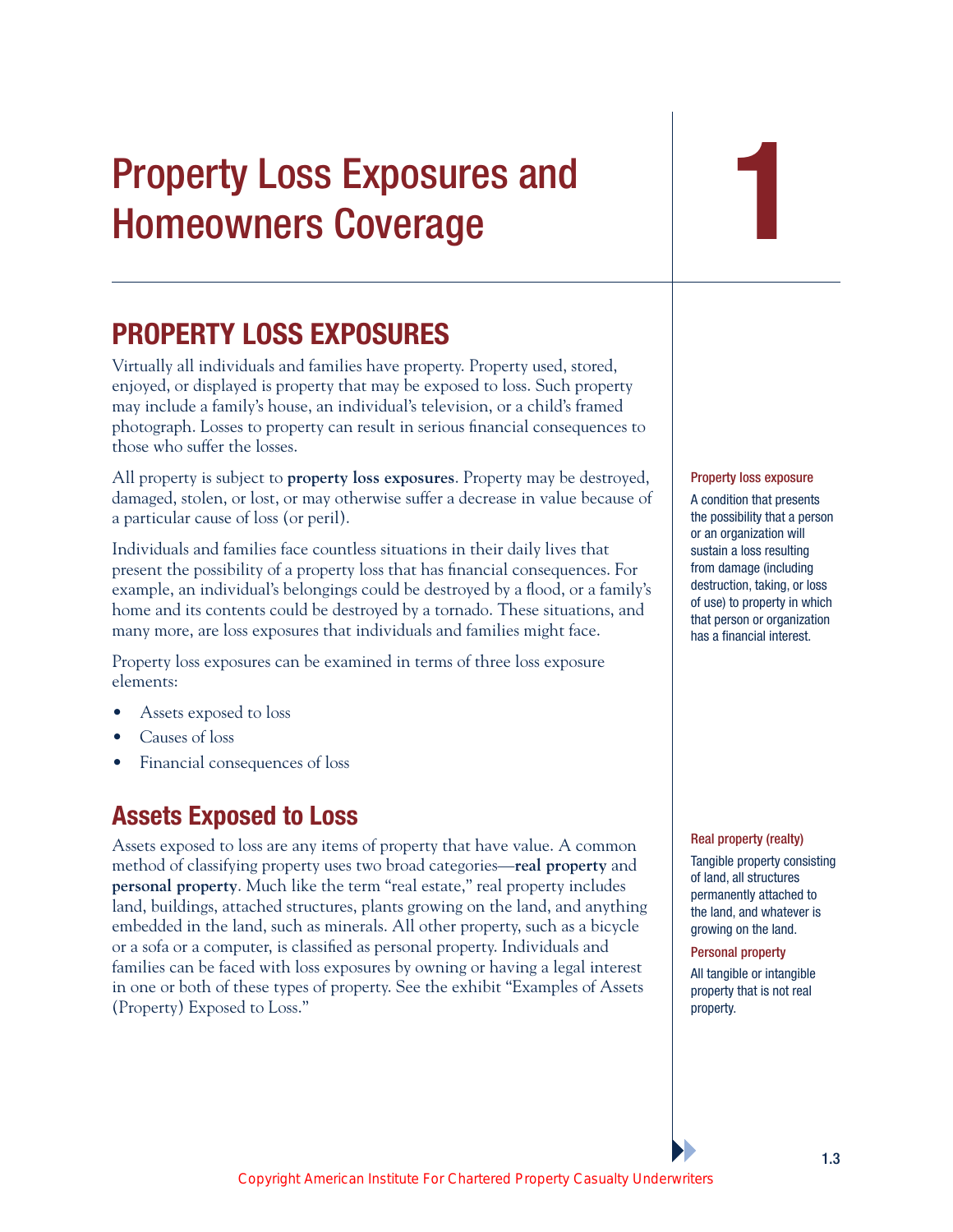# Property Loss Exposures and Homeowners Coverage

1

## PROPERTY LOSS EXPOSURES

Virtually all individuals and families have property. Property used, stored, enjoyed, or displayed is property that may be exposed to loss. Such property may include a family's house, an individual's television, or a child's framed photograph. Losses to property can result in serious financial consequences to those who suffer the losses.

All property is subject to **property loss exposures**. Property may be destroyed, damaged, stolen, or lost, or may otherwise suffer a decrease in value because of a particular cause of loss (or peril).

**Property loss exposure**

A condition that presents the possibility that a person or an organization will sustain a loss resulting from damage (including destruction, taking, or loss of use) to property in which that person or organization has a financial interest.

Individuals and families face countless situations in their daily lives that present the possibility of a property loss that has financial consequences. For example, an individual's belongings could be destroyed by a flood, or a family's home and its contents could be destroyed by a tornado. These situations, and many more, are loss exposures that individuals and families might face.

Property loss exposures can be examined in terms of three loss exposure elements:

- Assets exposed to loss
- Causes of loss
- Financial consequences of loss

### Assets Exposed to Loss

Assets exposed to loss are any items of property that have value. A common method of classifying property uses two broad categories—**real property** and **personal property**. Much like the term "real estate," real property includes land, buildings, attached structures, plants growing on the land, and anything embedded in the land, such as minerals. All other property, such as a bicycle or a sofa or a computer, is classified as personal property. Individuals and families can be faced with loss exposures by owning or having a legal interest in one or both of these types of property. See the exhibit "Examples of Assets (Property) Exposed to Loss."

**Real property (realty)**

Tangible property consisting of land, all structures permanently attached to the land, and whatever is growing on the land.

**Personal property**

All tangible or intangible property that is not real property.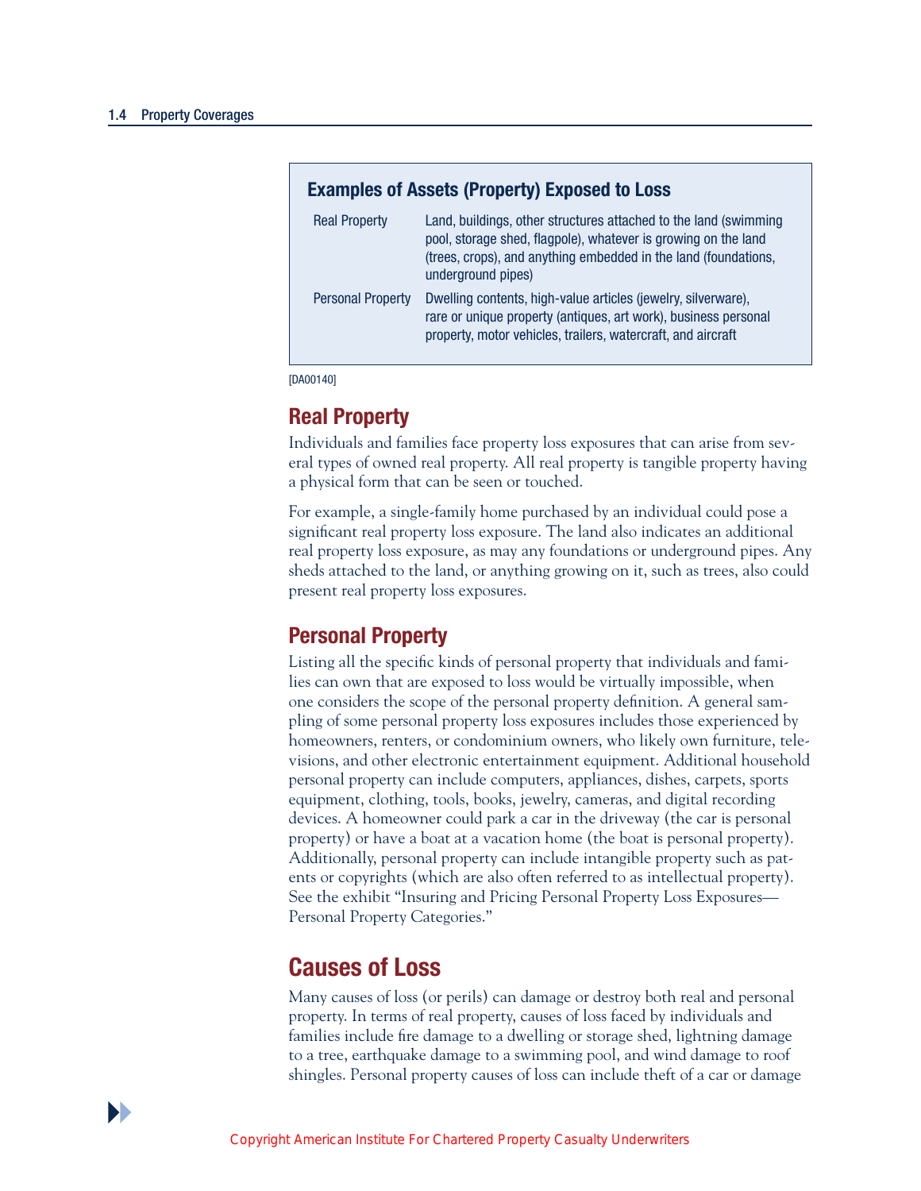**Examples of Assets (Property) Exposed to Loss**

| | |
|---|---|
| Real Property | Land, buildings, other structures attached to the land (swimming pool, storage shed, flagpole), whatever is growing on the land (trees, crops), and anything embedded in the land (foundations, underground pipes) |
| Personal Property | Dwelling contents, high-value articles (jewelry, silverware), rare or unique property (antiques, art work), business personal property, motor vehicles, trailers, watercraft, and aircraft |

[DA00140]

## Real Property

Individuals and families face property loss exposures that can arise from several types of owned real property. All real property is tangible property having a physical form that can be seen or touched.

For example, a single-family home purchased by an individual could pose a significant real property loss exposure. The land also indicates an additional real property loss exposure, as may any foundations or underground pipes. Any sheds attached to the land, or anything growing on it, such as trees, also could present real property loss exposures.

## Personal Property

Listing all the specific kinds of personal property that individuals and families can own that are exposed to loss would be virtually impossible, when one considers the scope of the personal property definition. A general sampling of some personal property loss exposures includes those experienced by homeowners, renters, or condominium owners, who likely own furniture, televisions, and other electronic entertainment equipment. Additional household personal property can include computers, appliances, dishes, carpets, sports equipment, clothing, tools, books, jewelry, cameras, and digital recording devices. A homeowner could park a car in the driveway (the car is personal property) or have a boat at a vacation home (the boat is personal property). Additionally, personal property can include intangible property such as patents or copyrights (which are also often referred to as intellectual property). See the exhibit "Insuring and Pricing Personal Property Loss Exposures—Personal Property Categories."

# Causes of Loss

Many causes of loss (or perils) can damage or destroy both real and personal property. In terms of real property, causes of loss faced by individuals and families include fire damage to a dwelling or storage shed, lightning damage to a tree, earthquake damage to a swimming pool, and wind damage to roof shingles. Personal property causes of loss can include theft of a car or damage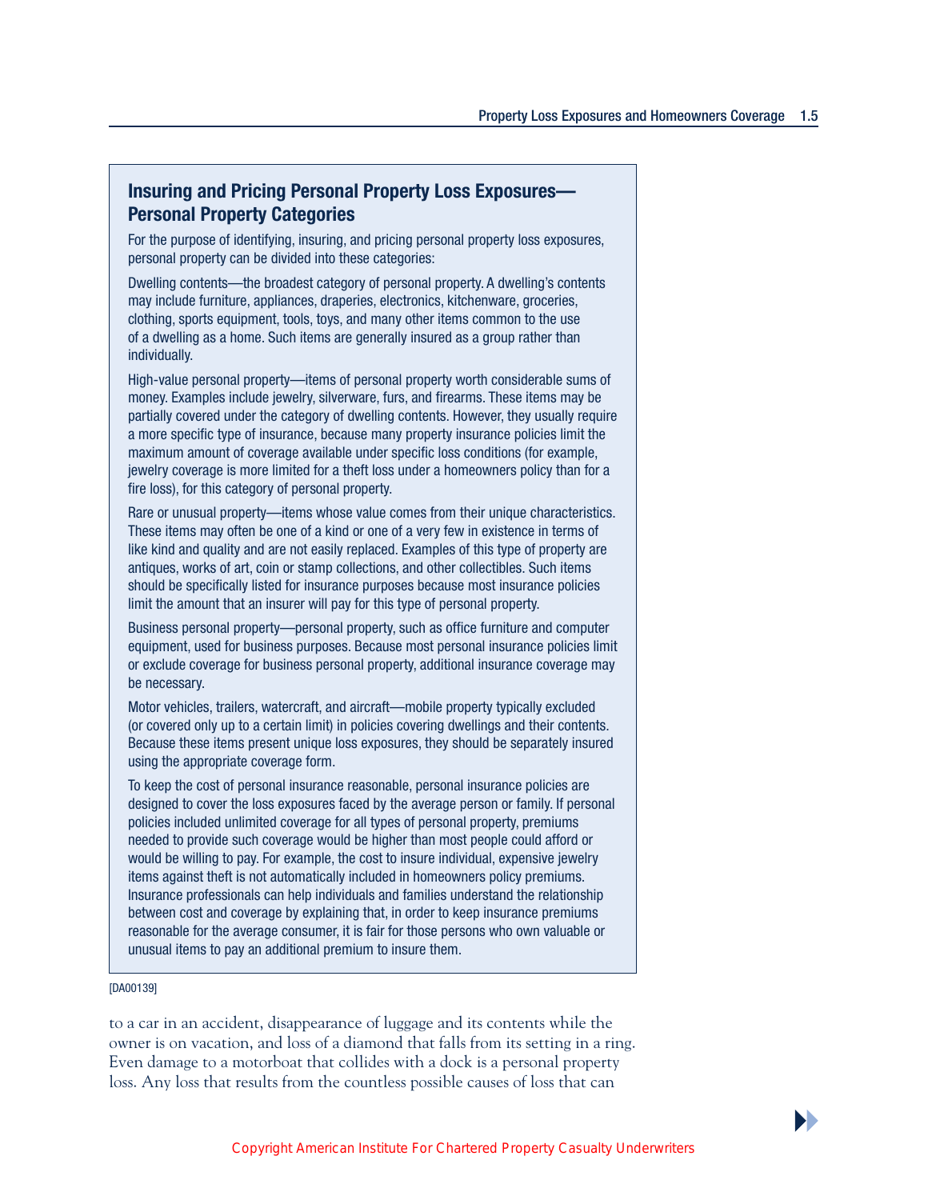## Insuring and Pricing Personal Property Loss Exposures—Personal Property Categories

For the purpose of identifying, insuring, and pricing personal property loss exposures, personal property can be divided into these categories:

Dwelling contents—the broadest category of personal property. A dwelling's contents may include furniture, appliances, draperies, electronics, kitchenware, groceries, clothing, sports equipment, tools, toys, and many other items common to the use of a dwelling as a home. Such items are generally insured as a group rather than individually.

High-value personal property—items of personal property worth considerable sums of money. Examples include jewelry, silverware, furs, and firearms. These items may be partially covered under the category of dwelling contents. However, they usually require a more specific type of insurance, because many property insurance policies limit the maximum amount of coverage available under specific loss conditions (for example, jewelry coverage is more limited for a theft loss under a homeowners policy than for a fire loss), for this category of personal property.

Rare or unusual property—items whose value comes from their unique characteristics. These items may often be one of a kind or one of a very few in existence in terms of like kind and quality and are not easily replaced. Examples of this type of property are antiques, works of art, coin or stamp collections, and other collectibles. Such items should be specifically listed for insurance purposes because most insurance policies limit the amount that an insurer will pay for this type of personal property.

Business personal property—personal property, such as office furniture and computer equipment, used for business purposes. Because most personal insurance policies limit or exclude coverage for business personal property, additional insurance coverage may be necessary.

Motor vehicles, trailers, watercraft, and aircraft—mobile property typically excluded (or covered only up to a certain limit) in policies covering dwellings and their contents. Because these items present unique loss exposures, they should be separately insured using the appropriate coverage form.

To keep the cost of personal insurance reasonable, personal insurance policies are designed to cover the loss exposures faced by the average person or family. If personal policies included unlimited coverage for all types of personal property, premiums needed to provide such coverage would be higher than most people could afford or would be willing to pay. For example, the cost to insure individual, expensive jewelry items against theft is not automatically included in homeowners policy premiums. Insurance professionals can help individuals and families understand the relationship between cost and coverage by explaining that, in order to keep insurance premiums reasonable for the average consumer, it is fair for those persons who own valuable or unusual items to pay an additional premium to insure them.

[DA00139]

to a car in an accident, disappearance of luggage and its contents while the owner is on vacation, and loss of a diamond that falls from its setting in a ring. Even damage to a motorboat that collides with a dock is a personal property loss. Any loss that results from the countless possible causes of loss that can